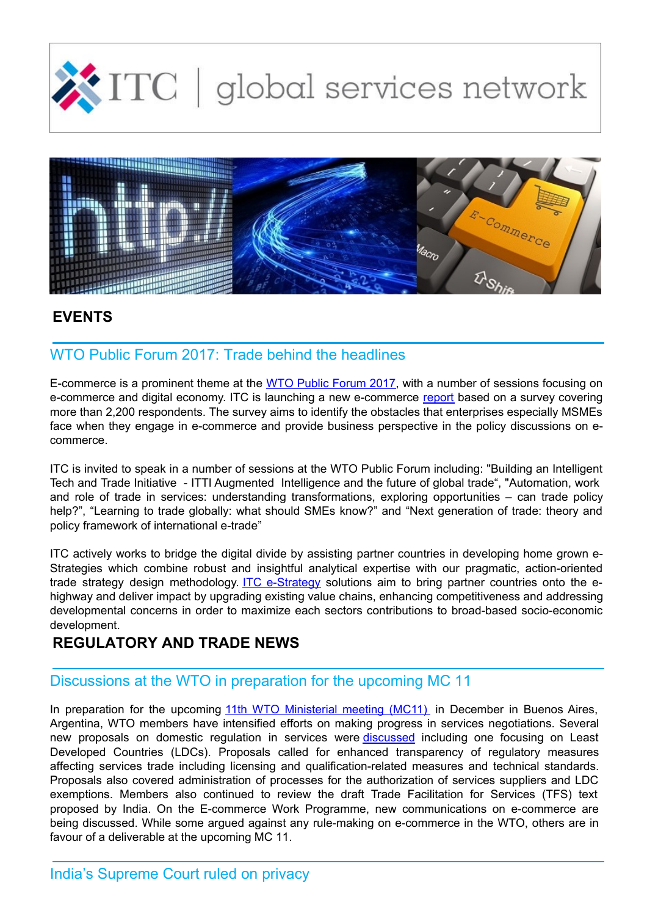# EVENTS

## WTO Public Forum 2017: Trade behind the headlines

E-commerce is a prominent theme at the WTO Public Forum 2017, with a number of sessions focusing on e-commerce and digital economy. ITC is launching a new e-commerce report based on a survey covering more than 2,200 respondents. The survey aims to identify the obstacles that enterprises especially MSMEs face when they engage in e-commerce and provide business perspective in the policy discussions on e-commerce.

ITC is invited to speak in a number of sessions at the WTO Public Forum including: "Building an Intelligent Tech and Trade Initiative - ITTI Augmented Intelligence and the future of global trade", "Automation, work and role of trade in services: understanding transformations, exploring opportunities – can trade policy help?", "Learning to trade globally: what should SMEs know?" and "Next generation of trade: theory and policy framework of international e-trade"

ITC actively works to bridge the digital divide by assisting partner countries in developing home grown e-Strategies which combine robust and insightful analytical expertise with our pragmatic, action-oriented trade strategy design methodology. ITC e-Strategy solutions aim to bring partner countries onto the e-highway and deliver impact by upgrading existing value chains, enhancing competitiveness and addressing developmental concerns in order to maximize each sectors contributions to broad-based socio-economic development.

# REGULATORY AND TRADE NEWS

## Discussions at the WTO in preparation for the upcoming MC 11

In preparation for the upcoming 11th WTO Ministerial meeting (MC11) in December in Buenos Aires, Argentina, WTO members have intensified efforts on making progress in services negotiations. Several new proposals on domestic regulation in services were discussed including one focusing on Least Developed Countries (LDCs). Proposals called for enhanced transparency of regulatory measures affecting services trade including licensing and qualification-related measures and technical standards. Proposals also covered administration of processes for the authorization of services suppliers and LDC exemptions. Members also continued to review the draft Trade Facilitation for Services (TFS) text proposed by India. On the E-commerce Work Programme, new communications on e-commerce are being discussed. While some argued against any rule-making on e-commerce in the WTO, others are in favour of a deliverable at the upcoming MC 11.

## India's Supreme Court ruled on privacy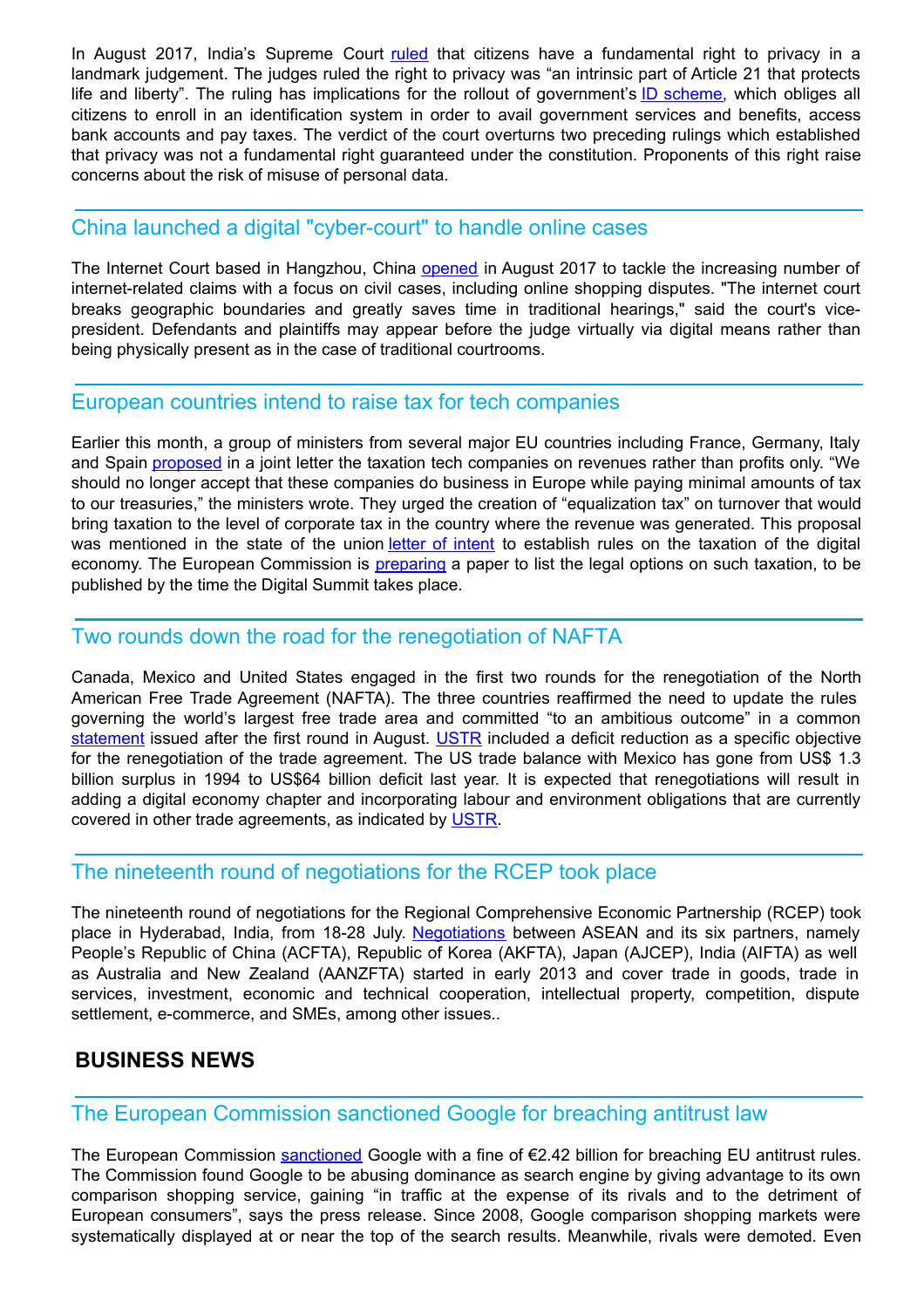In August 2017, India's Supreme Court ruled that citizens have a fundamental right to privacy in a landmark judgement. The judges ruled the right to privacy was "an intrinsic part of Article 21 that protects life and liberty". The ruling has implications for the rollout of government's ID scheme, which obliges all citizens to enroll in an identification system in order to avail government services and benefits, access bank accounts and pay taxes. The verdict of the court overturns two preceding rulings which established that privacy was not a fundamental right guaranteed under the constitution. Proponents of this right raise concerns about the risk of misuse of personal data.

## China launched a digital "cyber-court" to handle online cases

The Internet Court based in Hangzhou, China opened in August 2017 to tackle the increasing number of internet-related claims with a focus on civil cases, including online shopping disputes. "The internet court breaks geographic boundaries and greatly saves time in traditional hearings," said the court's vice-president. Defendants and plaintiffs may appear before the judge virtually via digital means rather than being physically present as in the case of traditional courtrooms.

## European countries intend to raise tax for tech companies

Earlier this month, a group of ministers from several major EU countries including France, Germany, Italy and Spain proposed in a joint letter the taxation tech companies on revenues rather than profits only. "We should no longer accept that these companies do business in Europe while paying minimal amounts of tax to our treasuries," the ministers wrote. They urged the creation of "equalization tax" on turnover that would bring taxation to the level of corporate tax in the country where the revenue was generated. This proposal was mentioned in the state of the union letter of intent to establish rules on the taxation of the digital economy. The European Commission is preparing a paper to list the legal options on such taxation, to be published by the time the Digital Summit takes place.

## Two rounds down the road for the renegotiation of NAFTA

Canada, Mexico and United States engaged in the first two rounds for the renegotiation of the North American Free Trade Agreement (NAFTA). The three countries reaffirmed the need to update the rules governing the world's largest free trade area and committed "to an ambitious outcome" in a common statement issued after the first round in August. USTR included a deficit reduction as a specific objective for the renegotiation of the trade agreement. The US trade balance with Mexico has gone from US$ 1.3 billion surplus in 1994 to US$64 billion deficit last year. It is expected that renegotiations will result in adding a digital economy chapter and incorporating labour and environment obligations that are currently covered in other trade agreements, as indicated by USTR.

## The nineteenth round of negotiations for the RCEP took place

The nineteenth round of negotiations for the Regional Comprehensive Economic Partnership (RCEP) took place in Hyderabad, India, from 18-28 July. Negotiations between ASEAN and its six partners, namely People's Republic of China (ACFTA), Republic of Korea (AKFTA), Japan (AJCEP), India (AIFTA) as well as Australia and New Zealand (AANZFTA) started in early 2013 and cover trade in goods, trade in services, investment, economic and technical cooperation, intellectual property, competition, dispute settlement, e-commerce, and SMEs, among other issues..

# BUSINESS NEWS

## The European Commission sanctioned Google for breaching antitrust law

The European Commission sanctioned Google with a fine of €2.42 billion for breaching EU antitrust rules. The Commission found Google to be abusing dominance as search engine by giving advantage to its own comparison shopping service, gaining "in traffic at the expense of its rivals and to the detriment of European consumers", says the press release. Since 2008, Google comparison shopping markets were systematically displayed at or near the top of the search results. Meanwhile, rivals were demoted. Even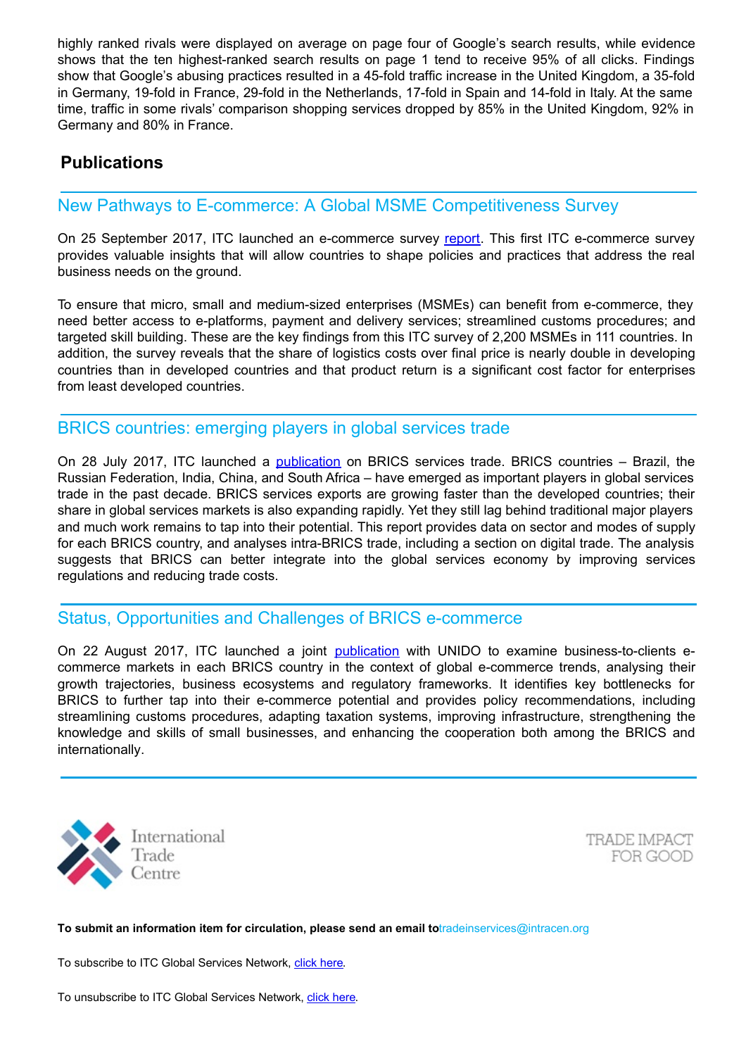highly ranked rivals were displayed on average on page four of Google's search results, while evidence shows that the ten highest-ranked search results on page 1 tend to receive 95% of all clicks. Findings show that Google's abusing practices resulted in a 45-fold traffic increase in the United Kingdom, a 35-fold in Germany, 19-fold in France, 29-fold in the Netherlands, 17-fold in Spain and 14-fold in Italy. At the same time, traffic in some rivals' comparison shopping services dropped by 85% in the United Kingdom, 92% in Germany and 80% in France.

## Publications

### New Pathways to E-commerce: A Global MSME Competitiveness Survey

On 25 September 2017, ITC launched an e-commerce survey report. This first ITC e-commerce survey provides valuable insights that will allow countries to shape policies and practices that address the real business needs on the ground.

To ensure that micro, small and medium-sized enterprises (MSMEs) can benefit from e-commerce, they need better access to e-platforms, payment and delivery services; streamlined customs procedures; and targeted skill building. These are the key findings from this ITC survey of 2,200 MSMEs in 111 countries. In addition, the survey reveals that the share of logistics costs over final price is nearly double in developing countries than in developed countries and that product return is a significant cost factor for enterprises from least developed countries.

### BRICS countries: emerging players in global services trade

On 28 July 2017, ITC launched a publication on BRICS services trade. BRICS countries – Brazil, the Russian Federation, India, China, and South Africa – have emerged as important players in global services trade in the past decade. BRICS services exports are growing faster than the developed countries; their share in global services markets is also expanding rapidly. Yet they still lag behind traditional major players and much work remains to tap into their potential. This report provides data on sector and modes of supply for each BRICS country, and analyses intra-BRICS trade, including a section on digital trade. The analysis suggests that BRICS can better integrate into the global services economy by improving services regulations and reducing trade costs.

### Status, Opportunities and Challenges of BRICS e-commerce

On 22 August 2017, ITC launched a joint publication with UNIDO to examine business-to-clients e-commerce markets in each BRICS country in the context of global e-commerce trends, analysing their growth trajectories, business ecosystems and regulatory frameworks. It identifies key bottlenecks for BRICS to further tap into their e-commerce potential and provides policy recommendations, including streamlining customs procedures, adapting taxation systems, improving infrastructure, strengthening the knowledge and skills of small businesses, and enhancing the cooperation both among the BRICS and internationally.

International Trade Centre

TRADE IMPACT FOR GOOD

**To submit an information item for circulation, please send an email to** tradeinservices@intracen.org

To subscribe to ITC Global Services Network, click here.

To unsubscribe to ITC Global Services Network, click here.